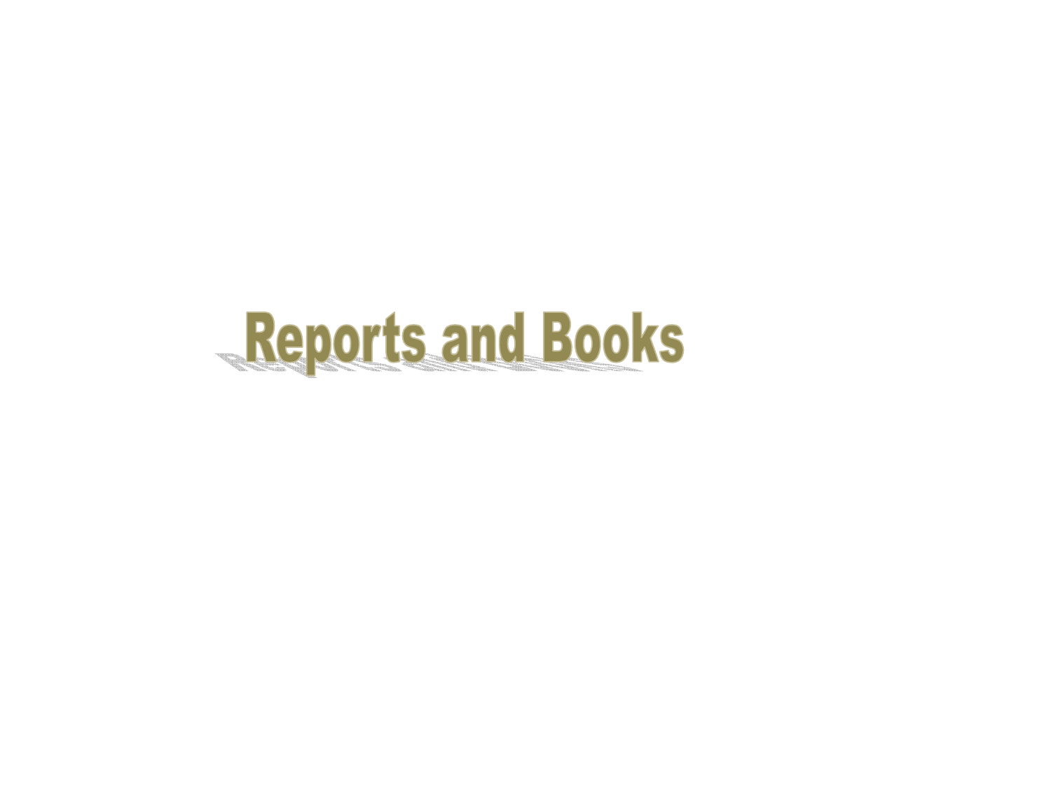# Reports and Books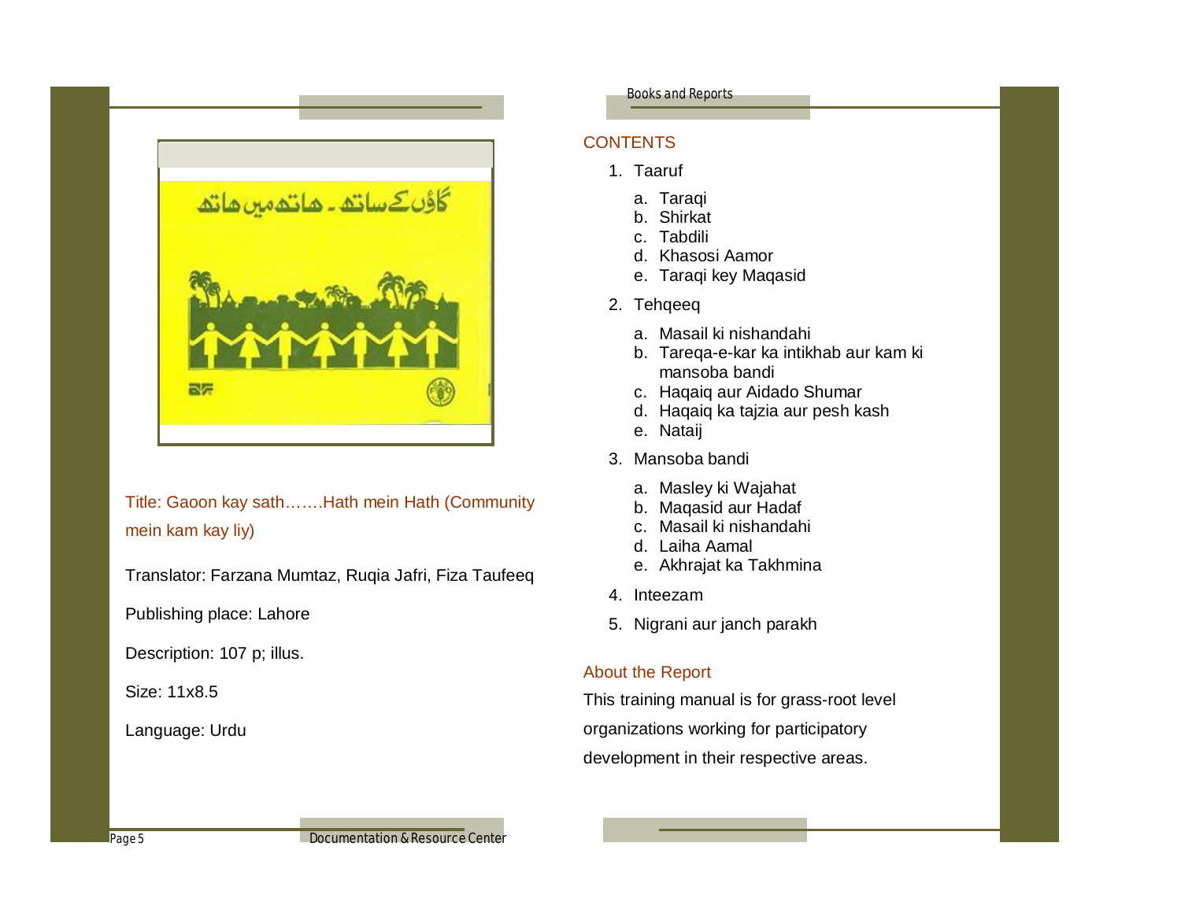Title: Gaoon kay sath…….Hath mein Hath (Community mein kam kay liy)

Translator: Farzana Mumtaz, Ruqia Jafri, Fiza Taufeeq

Publishing place: Lahore

Description: 107 p; illus.

Size: 11x8.5

Language: Urdu

## CONTENTS

1. Taaruf
   a. Taraqi
   b. Shirkat
   c. Tabdili
   d. Khasosi Aamor
   e. Taraqi key Maqasid
2. Tehqeeq
   a. Masail ki nishandahi
   b. Tareqa-e-kar ka intikhab aur kam ki mansoba bandi
   c. Haqaiq aur Aidado Shumar
   d. Haqaiq ka tajzia aur pesh kash
   e. Nataij
3. Mansoba bandi
   a. Masley ki Wajahat
   b. Maqasid aur Hadaf
   c. Masail ki nishandahi
   d. Laiha Aamal
   e. Akhrajat ka Takhmina
4. Inteezam
5. Nigrani aur janch parakh

## About the Report

This training manual is for grass-root level organizations working for participatory development in their respective areas.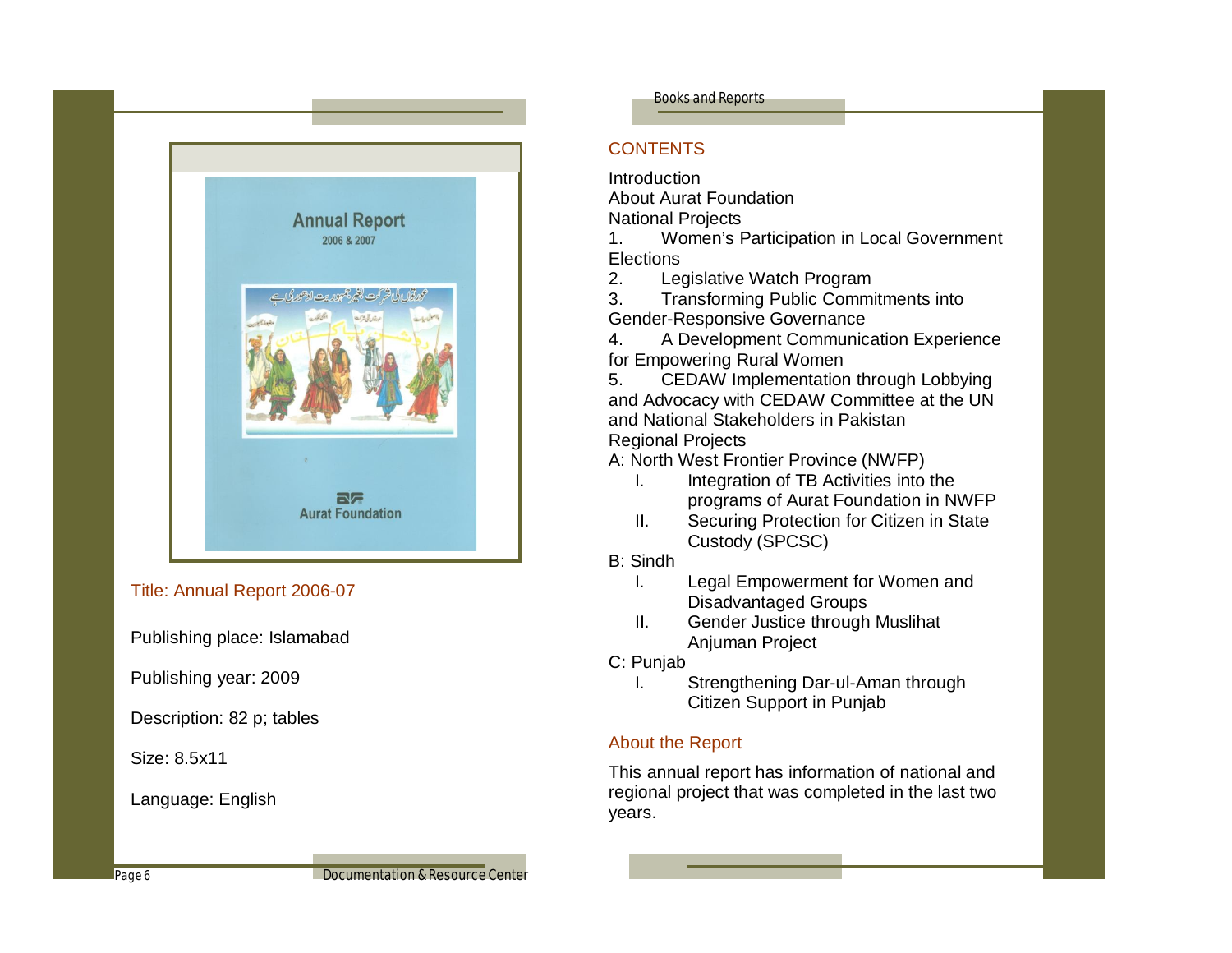Title: Annual Report 2006-07

Publishing place: Islamabad

Publishing year: 2009

Description: 82 p; tables

Size: 8.5x11

Language: English

## CONTENTS

Introduction
About Aurat Foundation
National Projects

1. Women's Participation in Local Government Elections
2. Legislative Watch Program
3. Transforming Public Commitments into Gender-Responsive Governance
4. A Development Communication Experience for Empowering Rural Women
5. CEDAW Implementation through Lobbying and Advocacy with CEDAW Committee at the UN and National Stakeholders in Pakistan

Regional Projects

A: North West Frontier Province (NWFP)

- I. Integration of TB Activities into the programs of Aurat Foundation in NWFP
- II. Securing Protection for Citizen in State Custody (SPCSC)

B: Sindh

- I. Legal Empowerment for Women and Disadvantaged Groups
- II. Gender Justice through Muslihat Anjuman Project

C: Punjab

- I. Strengthening Dar-ul-Aman through Citizen Support in Punjab

## About the Report

This annual report has information of national and regional project that was completed in the last two years.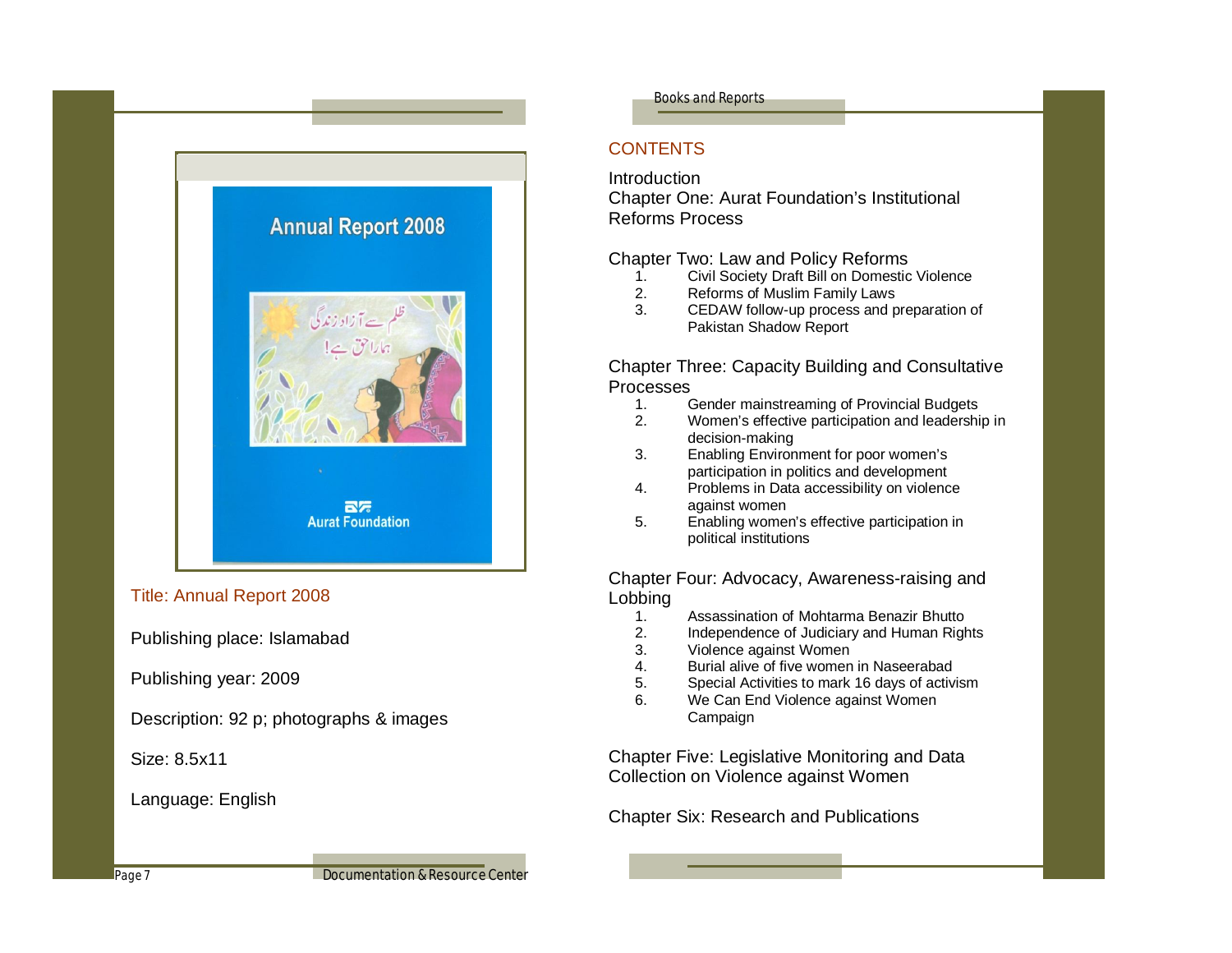Title: Annual Report 2008

Publishing place: Islamabad

Publishing year: 2009

Description: 92 p; photographs & images

Size: 8.5x11

Language: English

## CONTENTS

Introduction

Chapter One: Aurat Foundation's Institutional Reforms Process

Chapter Two: Law and Policy Reforms

1. Civil Society Draft Bill on Domestic Violence
2. Reforms of Muslim Family Laws
3. CEDAW follow-up process and preparation of Pakistan Shadow Report

Chapter Three: Capacity Building and Consultative Processes

1. Gender mainstreaming of Provincial Budgets
2. Women's effective participation and leadership in decision-making
3. Enabling Environment for poor women's participation in politics and development
4. Problems in Data accessibility on violence against women
5. Enabling women's effective participation in political institutions

Chapter Four: Advocacy, Awareness-raising and Lobbing

1. Assassination of Mohtarma Benazir Bhutto
2. Independence of Judiciary and Human Rights
3. Violence against Women
4. Burial alive of five women in Naseerabad
5. Special Activities to mark 16 days of activism
6. We Can End Violence against Women Campaign

Chapter Five: Legislative Monitoring and Data Collection on Violence against Women

Chapter Six: Research and Publications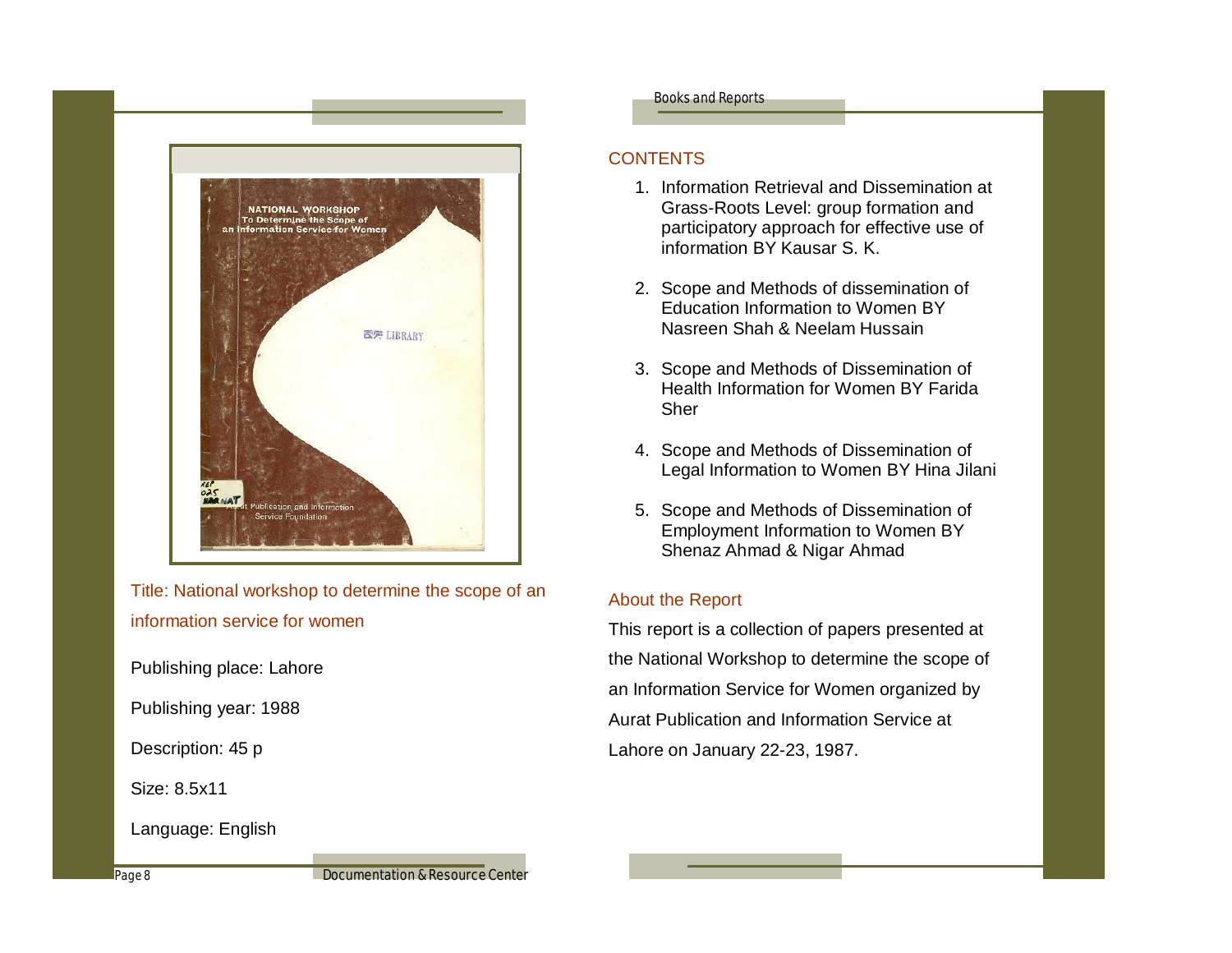Title: National workshop to determine the scope of an information service for women

Publishing place: Lahore

Publishing year: 1988

Description: 45 p

Size: 8.5x11

Language: English

## CONTENTS

1. Information Retrieval and Dissemination at Grass-Roots Level: group formation and participatory approach for effective use of information BY Kausar S. K.
2. Scope and Methods of dissemination of Education Information to Women BY Nasreen Shah & Neelam Hussain
3. Scope and Methods of Dissemination of Health Information for Women BY Farida Sher
4. Scope and Methods of Dissemination of Legal Information to Women BY Hina Jilani
5. Scope and Methods of Dissemination of Employment Information to Women BY Shenaz Ahmad & Nigar Ahmad

## About the Report

This report is a collection of papers presented at the National Workshop to determine the scope of an Information Service for Women organized by Aurat Publication and Information Service at Lahore on January 22-23, 1987.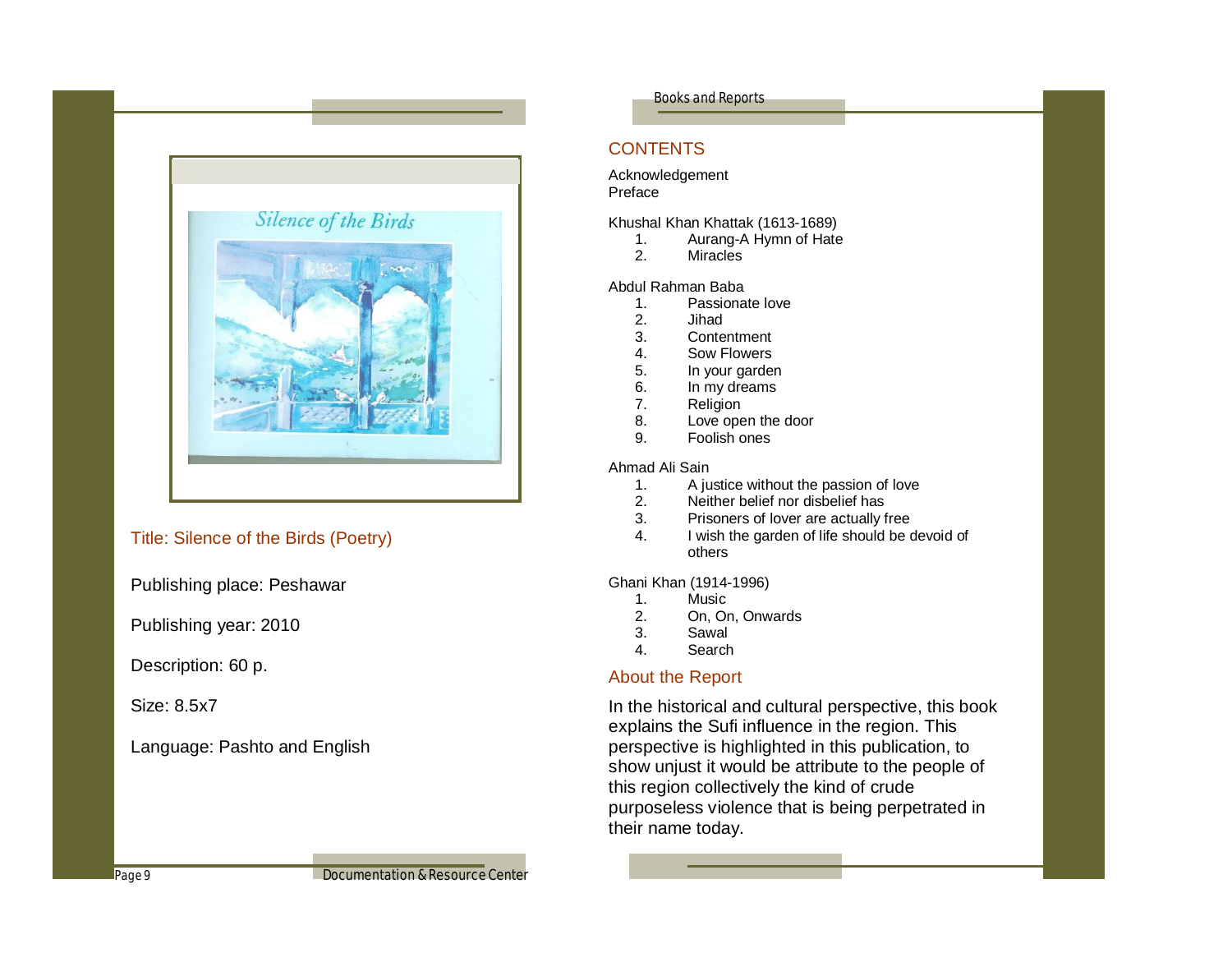Title: Silence of the Birds (Poetry)

Publishing place: Peshawar

Publishing year: 2010

Description: 60 p.

Size: 8.5x7

Language: Pashto and English

## CONTENTS

Acknowledgement
Preface

Khushal Khan Khattak (1613-1689)

1. Aurang-A Hymn of Hate
2. Miracles

Abdul Rahman Baba

1. Passionate love
2. Jihad
3. Contentment
4. Sow Flowers
5. In your garden
6. In my dreams
7. Religion
8. Love open the door
9. Foolish ones

Ahmad Ali Sain

1. A justice without the passion of love
2. Neither belief nor disbelief has
3. Prisoners of lover are actually free
4. I wish the garden of life should be devoid of others

Ghani Khan (1914-1996)

1. Music
2. On, On, Onwards
3. Sawal
4. Search

## About the Report

In the historical and cultural perspective, this book explains the Sufi influence in the region. This perspective is highlighted in this publication, to show unjust it would be attribute to the people of this region collectively the kind of crude purposeless violence that is being perpetrated in their name today.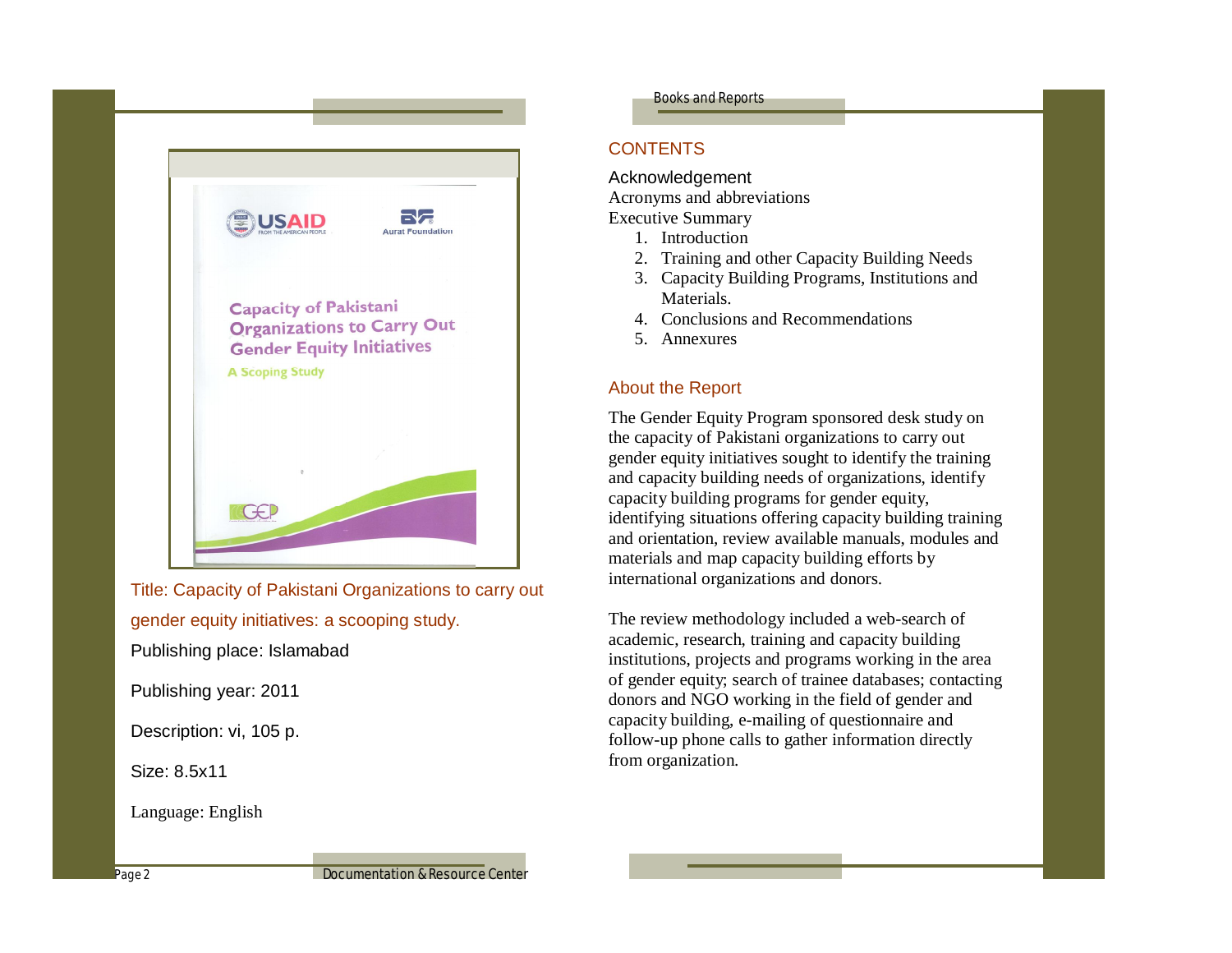Title: Capacity of Pakistani Organizations to carry out gender equity initiatives: a scooping study.

Publishing place: Islamabad

Publishing year: 2011

Description: vi, 105 p.

Size: 8.5x11

Language: English

## CONTENTS

Acknowledgement
Acronyms and abbreviations
Executive Summary

1. Introduction
2. Training and other Capacity Building Needs
3. Capacity Building Programs, Institutions and Materials.
4. Conclusions and Recommendations
5. Annexures

## About the Report

The Gender Equity Program sponsored desk study on the capacity of Pakistani organizations to carry out gender equity initiatives sought to identify the training and capacity building needs of organizations, identify capacity building programs for gender equity, identifying situations offering capacity building training and orientation, review available manuals, modules and materials and map capacity building efforts by international organizations and donors.

The review methodology included a web-search of academic, research, training and capacity building institutions, projects and programs working in the area of gender equity; search of trainee databases; contacting donors and NGO working in the field of gender and capacity building, e-mailing of questionnaire and follow-up phone calls to gather information directly from organization.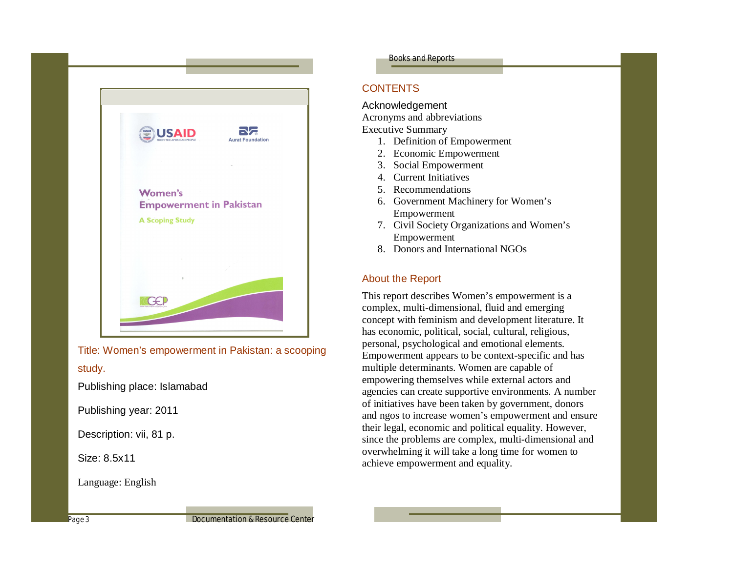Title: Women's empowerment in Pakistan: a scooping study.

Publishing place: Islamabad

Publishing year: 2011

Description: vii, 81 p.

Size: 8.5x11

Language: English

## CONTENTS

Acknowledgement
Acronyms and abbreviations
Executive Summary

1. Definition of Empowerment
2. Economic Empowerment
3. Social Empowerment
4. Current Initiatives
5. Recommendations
6. Government Machinery for Women's Empowerment
7. Civil Society Organizations and Women's Empowerment
8. Donors and International NGOs

## About the Report

This report describes Women's empowerment is a complex, multi-dimensional, fluid and emerging concept with feminism and development literature. It has economic, political, social, cultural, religious, personal, psychological and emotional elements. Empowerment appears to be context-specific and has multiple determinants. Women are capable of empowering themselves while external actors and agencies can create supportive environments. A number of initiatives have been taken by government, donors and ngos to increase women's empowerment and ensure their legal, economic and political equality. However, since the problems are complex, multi-dimensional and overwhelming it will take a long time for women to achieve empowerment and equality.